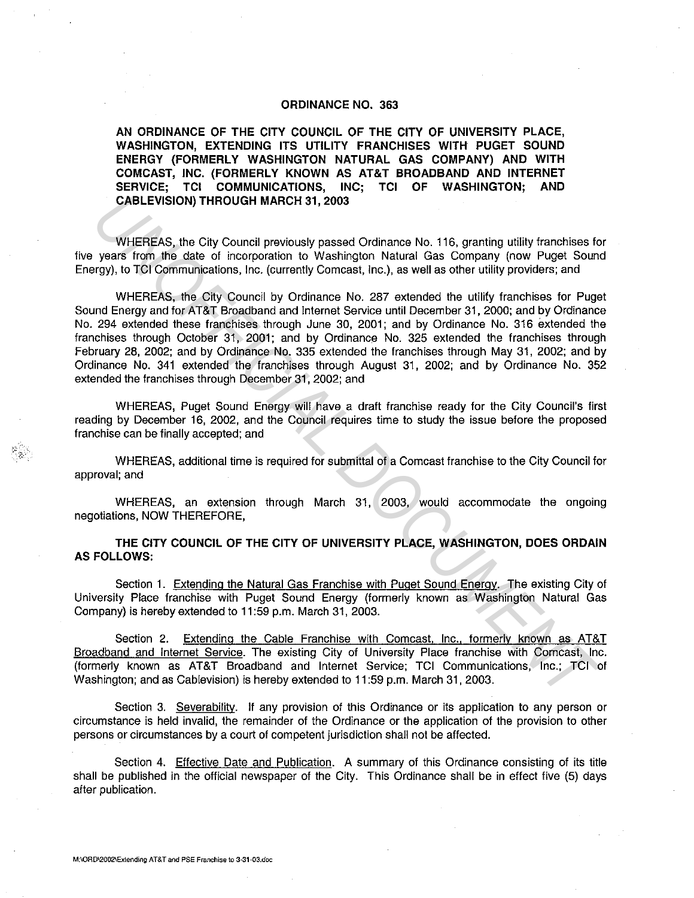# ORDINANCE NO. 363

**AN ORDINANCE OF THE CITY COUNCIL OF THE CITY OF UNIVERSITY PLACE, WASHINGTON, EXTENDING ITS UTILITY FRANCHISES WITH PUGET SOUND ENERGY (FORMERLY WASHINGTON NATURAL GAS COMPANY) AND WITH COMCAST, INC. (FORMERLY KNOWN AS AT&T BROADBAND AND INTERNET SERVICE; TCI COMMUNICATIONS, INC; TCI OF WASHINGTON; AND CABLEVISION) THROUGH MARCH 31, 2003**

WHEREAS, the City Council previously passed Ordinance No. 116, granting utility franchises for five years from the date of incorporation to Washington Natural Gas Company (now Puget Sound Energy), to TCI Communications, Inc. (currently Comcast, Inc.), as well as other utility providers; and

WHEREAS, the City Council by Ordinance No. 287 extended the utility franchises for Puget Sound Energy and for AT&T Broadband and Internet Service until December 31, 2000; and by Ordinance No. 294 extended these franchises through June 30, 2001; and by Ordinance No. 316 extended the franchises through October 31, 2001; and by Ordinance No. 325 extended the franchises through February 28, 2002; and by Ordinance No. 335 extended the franchises through May 31, 2002; and by Ordinance No. 341 extended the franchises through August 31, 2002; and by Ordinance No. 352 extended the franchises through December 31, 2002; and

WHEREAS, Puget Sound Energy will have a draft franchise ready for the City Council's first reading by December 16, 2002, and the Council requires time to study the issue before the proposed franchise can be finally accepted; and

WHEREAS, additional time is required for submittal of a Comcast franchise to the City Council for approval; and

WHEREAS, an extension through March 31, 2003, would accommodate the ongoing negotiations, NOW THEREFORE,

**THE CITY COUNCIL OF THE CITY OF UNIVERSITY PLACE, WASHINGTON, DOES ORDAIN AS FOLLOWS:**

Section 1. Extending the Natural Gas Franchise with Puget Sound Energy. The existing City of University Place franchise with Puget Sound Energy (formerly known as Washington Natural Gas Company) is hereby extended to 11:59 p.m. March 31, 2003.

Section 2. Extending the Cable Franchise with Comcast, Inc., formerly known as AT&T Broadband and Internet Service. The existing City of University Place franchise with Comcast, Inc. (formerly known as AT&T Broadband and Internet Service; TCI Communications, Inc.; TCI of Washington; and as Cablevision) is hereby extended to 11:59 p.m. March 31, 2003.

Section 3. Severability. If any provision of this Ordinance or its application to any person or circumstance is held invalid, the remainder of the Ordinance or the application of the provision to other persons or circumstances by a court of competent jurisdiction shall not be affected.

Section 4. Effective Date and Publication. A summary of this Ordinance consisting of its title shall be published in the official newspaper of the City. This Ordinance shall be in effect five (5) days after publication.

M:\ORD\2002\Extending AT&T and PSE Franchise to 3-31-03.doc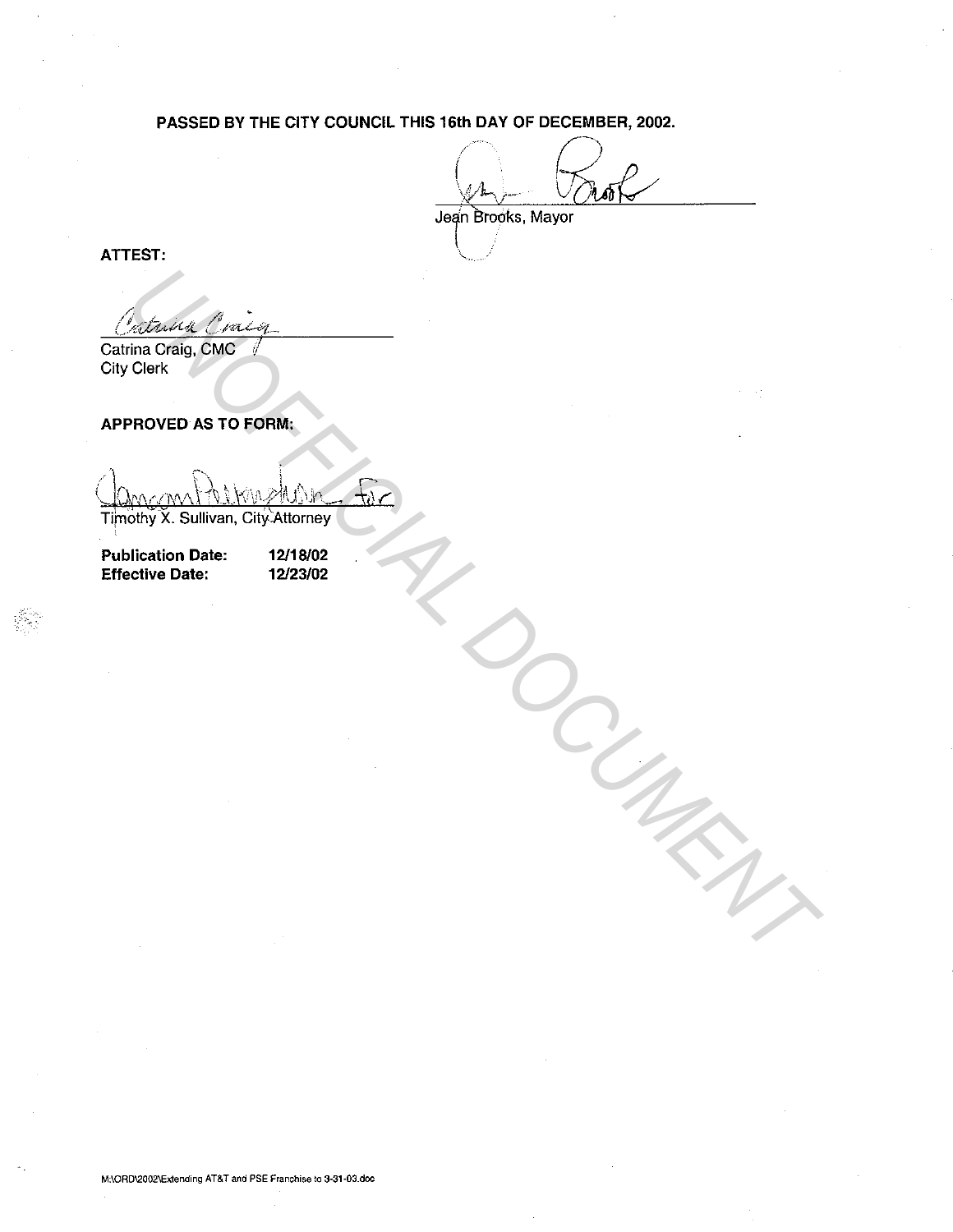**PASSED BY THE CITY COUNCIL THIS 16th DAY OF DECEMBER, 2002.**

Jean Brooks, Mayor

**ATTEST:**

Catrina Craig, CMC
City Clerk

**APPROVED AS TO FORM:**

Timothy X. Sullivan, City Attorney

| | |
|---|---|
| **Publication Date:** | **12/18/02** |
| **Effective Date:** | **12/23/02** |

M:\ORD\2002\Extending AT&T and PSE Franchise to 3-31-03.doc